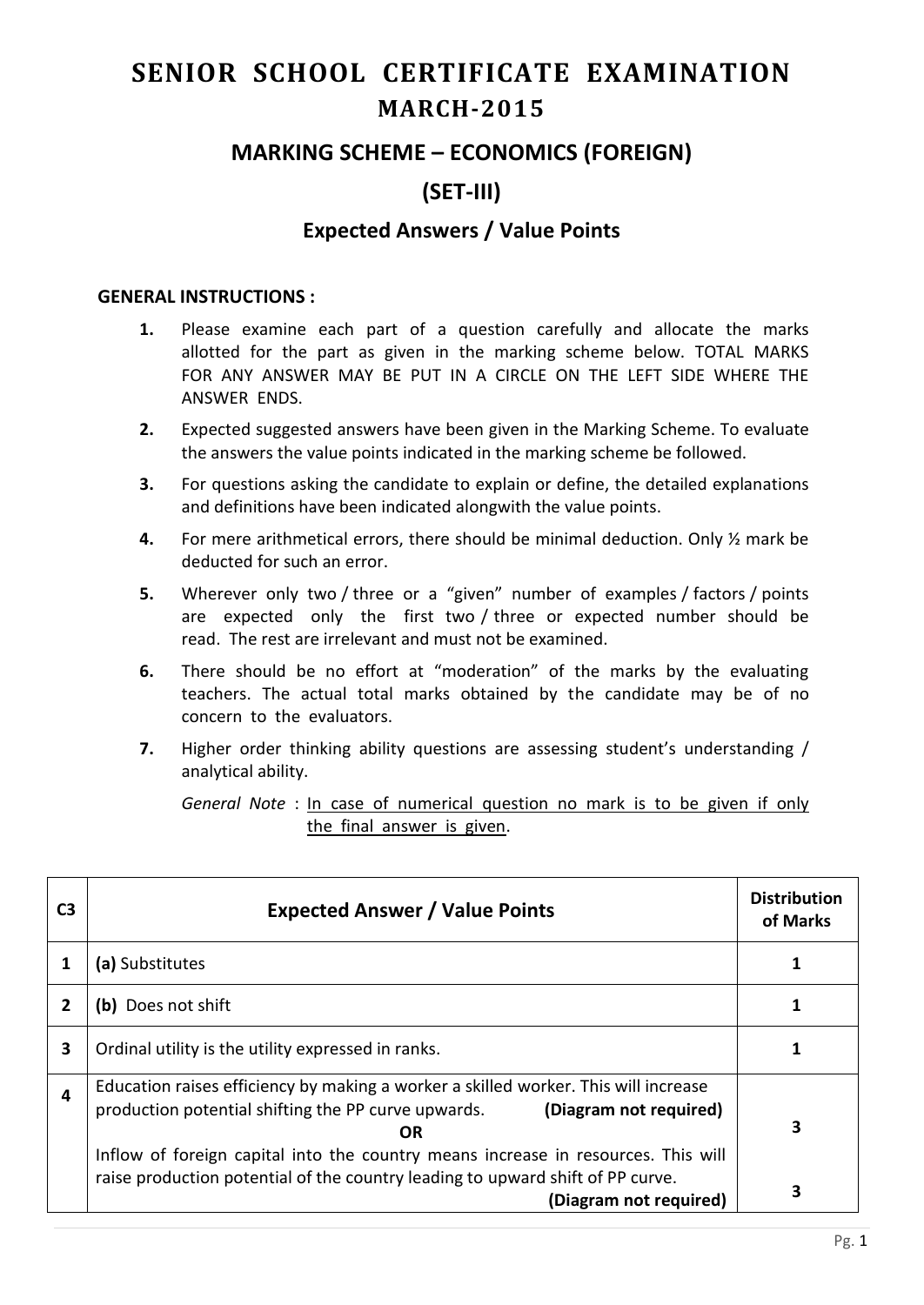# SENIOR SCHOOL CERTIFICATE EXAMINATION

## MARCH-2015

## MARKING SCHEME – ECONOMICS (FOREIGN)

## (SET-III)

### Expected Answers / Value Points

**GENERAL INSTRUCTIONS :**

1. Please examine each part of a question carefully and allocate the marks allotted for the part as given in the marking scheme below. TOTAL MARKS FOR ANY ANSWER MAY BE PUT IN A CIRCLE ON THE LEFT SIDE WHERE THE ANSWER ENDS.
2. Expected suggested answers have been given in the Marking Scheme. To evaluate the answers the value points indicated in the marking scheme be followed.
3. For questions asking the candidate to explain or define, the detailed explanations and definitions have been indicated alongwith the value points.
4. For mere arithmetical errors, there should be minimal deduction. Only ½ mark be deducted for such an error.
5. Wherever only two / three or a "given" number of examples / factors / points are expected only the first two / three or expected number should be read. The rest are irrelevant and must not be examined.
6. There should be no effort at "moderation" of the marks by the evaluating teachers. The actual total marks obtained by the candidate may be of no concern to the evaluators.
7. Higher order thinking ability questions are assessing student's understanding / analytical ability.

   *General Note* : In case of numerical question no mark is to be given if only the final answer is given.

| C3 | Expected Answer / Value Points | Distribution of Marks |
|---|---|---|
| 1 | **(a)** Substitutes | **1** |
| 2 | **(b)** Does not shift | **1** |
| 3 | Ordinal utility is the utility expressed in ranks. | **1** |
| 4 | Education raises efficiency by making a worker a skilled worker. This will increase production potential shifting the PP curve upwards. **(Diagram not required)** | **3** |
| | **OR** | |
| | Inflow of foreign capital into the country means increase in resources. This will raise production potential of the country leading to upward shift of PP curve. **(Diagram not required)** | **3** |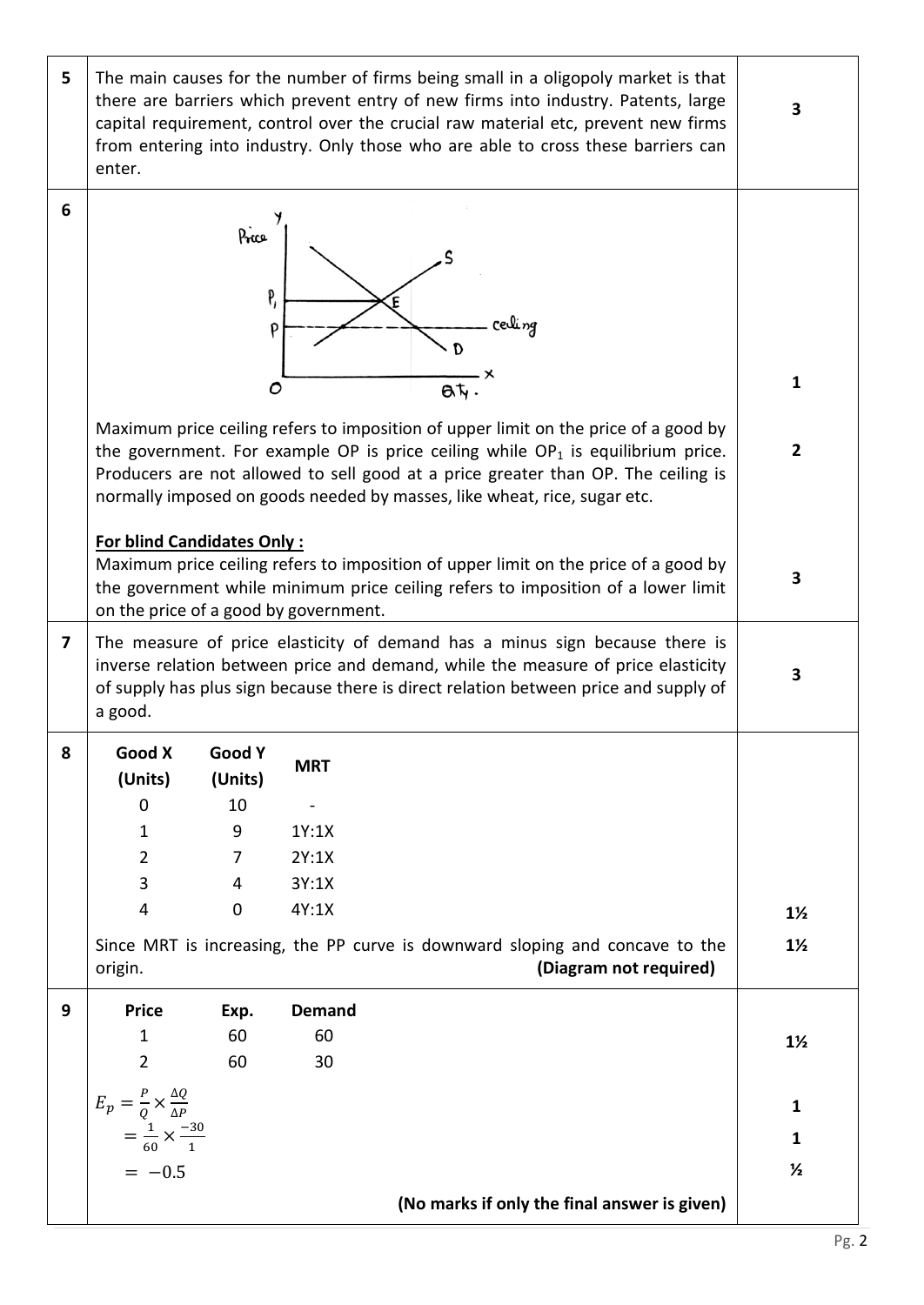| Q. No. | Answer | Marks |
|---|---|---|
| 5 | The main causes for the number of firms being small in a oligopoly market is that there are barriers which prevent entry of new firms into industry. Patents, large capital requirement, control over the crucial raw material etc, prevent new firms from entering into industry. Only those who are able to cross these barriers can enter. | 3 |
| 6 | (Diagram: Price on Y-axis, Qty. on X-axis, demand curve D and supply curve S intersecting at E at price $P_1$; dashed ceiling line at price P below $P_1$) | 1 |
| | Maximum price ceiling refers to imposition of upper limit on the price of a good by the government. For example OP is price ceiling while $OP_1$ is equilibrium price. Producers are not allowed to sell good at a price greater than OP. The ceiling is normally imposed on goods needed by masses, like wheat, rice, sugar etc. | 2 |
| | **For blind Candidates Only :** Maximum price ceiling refers to imposition of upper limit on the price of a good by the government while minimum price ceiling refers to imposition of a lower limit on the price of a good by government. | 3 |
| 7 | The measure of price elasticity of demand has a minus sign because there is inverse relation between price and demand, while the measure of price elasticity of supply has plus sign because there is direct relation between price and supply of a good. | 3 |
| 8 | **Good X (Units)** / **Good Y (Units)** / **MRT**: 0 / 10 / - ; 1 / 9 / 1Y:1X ; 2 / 7 / 2Y:1X ; 3 / 4 / 3Y:1X ; 4 / 0 / 4Y:1X | 1½ |
| | Since MRT is increasing, the PP curve is downward sloping and concave to the origin. **(Diagram not required)** | 1½ |
| 9 | **Price** / **Exp.** / **Demand**: 1 / 60 / 60 ; 2 / 60 / 30 | 1½ |
| | $E_p = \frac{P}{Q} \times \frac{\Delta Q}{\Delta P}$ | 1 |
| | $= \frac{1}{60} \times \frac{-30}{1}$ | 1 |
| | $= -0.5$ | ½ |
| | **(No marks if only the final answer is given)** | |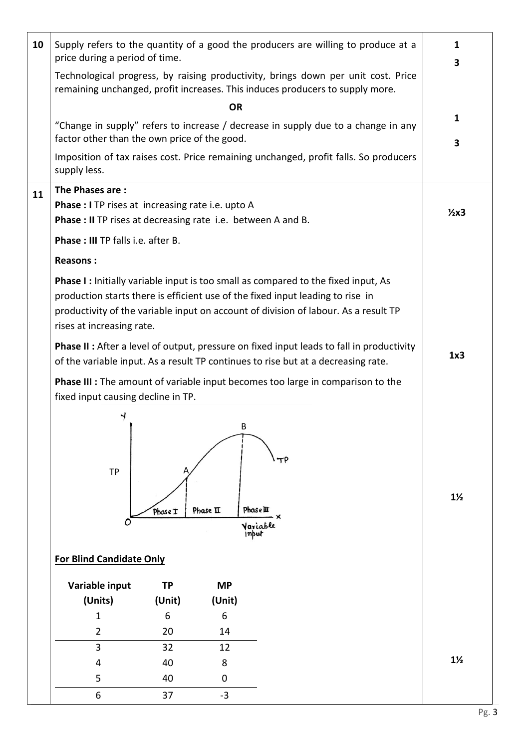| Q. No. | Answer | Marks |
|---|---|---|
| 10 | Supply refers to the quantity of a good the producers are willing to produce at a price during a period of time.<br><br>Technological progress, by raising productivity, brings down per unit cost. Price remaining unchanged, profit increases. This induces producers to supply more.<br><br>**OR**<br><br>"Change in supply" refers to increase / decrease in supply due to a change in any factor other than the own price of the good.<br><br>Imposition of tax raises cost. Price remaining unchanged, profit falls. So producers supply less. | 1<br><br>3<br><br><br><br>1<br><br>3 |
| 11 | **The Phases are :**<br>**Phase : I** TP rises at increasing rate i.e. upto A<br>**Phase : II** TP rises at decreasing rate i.e. between A and B.<br>**Phase : III** TP falls i.e. after B.<br><br>**Reasons :**<br><br>**Phase I :** Initially variable input is too small as compared to the fixed input, As production starts there is efficient use of the fixed input leading to rise in productivity of the variable input on account of division of labour. As a result TP rises at increasing rate.<br><br>**Phase II :** After a level of output, pressure on fixed input leads to fall in productivity of the variable input. As a result TP continues to rise but at a decreasing rate.<br><br>**Phase III :** The amount of variable input becomes too large in comparison to the fixed input causing decline in TP. | ½x3<br><br><br><br><br><br><br><br>1x3 |
| | (Diagram: TP curve against Variable input, showing Phase I up to A, Phase II between A and B, Phase III after B) | 1½ |

**For Blind Candidate Only**

| Variable input (Units) | TP (Unit) | MP (Unit) |
|---|---|---|
| 1 | 6 | 6 |
| 2 | 20 | 14 |
| 3 | 32 | 12 |
| 4 | 40 | 8 |
| 5 | 40 | 0 |
| 6 | 37 | -3 |

1½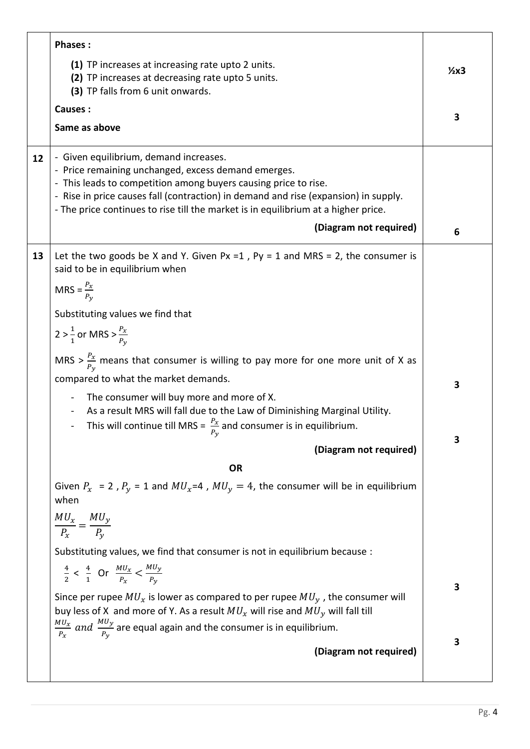| | | |
|---|---|---|
| | **Phases :**<br>**(1)** TP increases at increasing rate upto 2 units.<br>**(2)** TP increases at decreasing rate upto 5 units.<br>**(3)** TP falls from 6 unit onwards.<br>**Causes :**<br>**Same as above** | **½x3**<br><br>**3** |
| **12** | - Given equilibrium, demand increases.<br>- Price remaining unchanged, excess demand emerges.<br>- This leads to competition among buyers causing price to rise.<br>- Rise in price causes fall (contraction) in demand and rise (expansion) in supply.<br>- The price continues to rise till the market is in equilibrium at a higher price.<br>**(Diagram not required)** | **6** |
| **13** | Let the two goods be X and Y. Given Px =1 , Py = 1 and MRS = 2, the consumer is said to be in equilibrium when<br>MRS = $\frac{P_x}{P_y}$<br>Substituting values we find that<br>$2 > \frac{1}{1}$ or MRS > $\frac{P_x}{P_y}$<br>MRS > $\frac{P_x}{P_y}$ means that consumer is willing to pay more for one more unit of X as compared to what the market demands.<br>- The consumer will buy more and more of X.<br>- As a result MRS will fall due to the Law of Diminishing Marginal Utility.<br>- This will continue till MRS = $\frac{P_x}{P_y}$ and consumer is in equilibrium.<br>**(Diagram not required)**<br>**OR**<br>Given $P_x$ = 2 , $P_y$ = 1 and $MU_x$=4 , $MU_y = 4$, the consumer will be in equilibrium when<br>$\frac{MU_x}{P_x} = \frac{MU_y}{P_y}$<br>Substituting values, we find that consumer is not in equilibrium because :<br>$\frac{4}{2} < \frac{4}{1}$ Or $\frac{MU_x}{P_x} < \frac{MU_y}{P_y}$<br>Since per rupee $MU_x$ is lower as compared to per rupee $MU_y$ , the consumer will buy less of X and more of Y. As a result $MU_x$ will rise and $MU_y$ will fall till $\frac{MU_x}{P_x}$ *and* $\frac{MU_y}{P_y}$ are equal again and the consumer is in equilibrium.<br>**(Diagram not required)** | **3**<br><br>**3**<br><br><br>**3**<br><br>**3** |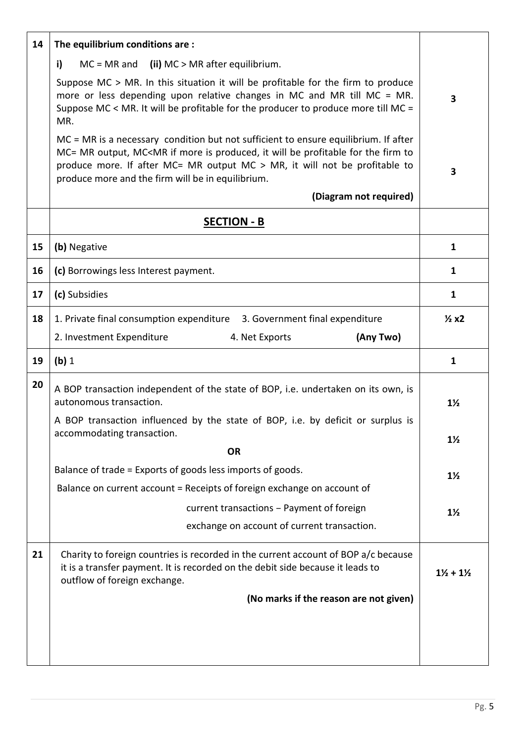| | | |
|---|---|---|
| 14 | **The equilibrium conditions are :**<br>**i)** MC = MR and **(ii)** MC > MR after equilibrium.<br>Suppose MC > MR. In this situation it will be profitable for the firm to produce more or less depending upon relative changes in MC and MR till MC = MR. Suppose MC < MR. It will be profitable for the producer to produce more till MC = MR. | 3 |
| | MC = MR is a necessary condition but not sufficient to ensure equilibrium. If after MC= MR output, MC<MR if more is produced, it will be profitable for the firm to produce more. If after MC= MR output MC > MR, it will not be profitable to produce more and the firm will be in equilibrium.<br>**(Diagram not required)** | 3 |
| | **SECTION - B** | |
| 15 | **(b)** Negative | 1 |
| 16 | **(c)** Borrowings less Interest payment. | 1 |
| 17 | **(c)** Subsidies | 1 |
| 18 | 1. Private final consumption expenditure 3. Government final expenditure<br>2. Investment Expenditure 4. Net Exports **(Any Two)** | ½ x2 |
| 19 | **(b)** 1 | 1 |
| 20 | A BOP transaction independent of the state of BOP, i.e. undertaken on its own, is autonomous transaction. | 1½ |
| | A BOP transaction influenced by the state of BOP, i.e. by deficit or surplus is accommodating transaction. | 1½ |
| | **OR** | |
| | Balance of trade = Exports of goods less imports of goods. | 1½ |
| | Balance on current account = Receipts of foreign exchange on account of current transactions – Payment of foreign exchange on account of current transaction. | 1½ |
| 21 | Charity to foreign countries is recorded in the current account of BOP a/c because it is a transfer payment. It is recorded on the debit side because it leads to outflow of foreign exchange.<br>**(No marks if the reason are not given)** | 1½ + 1½ |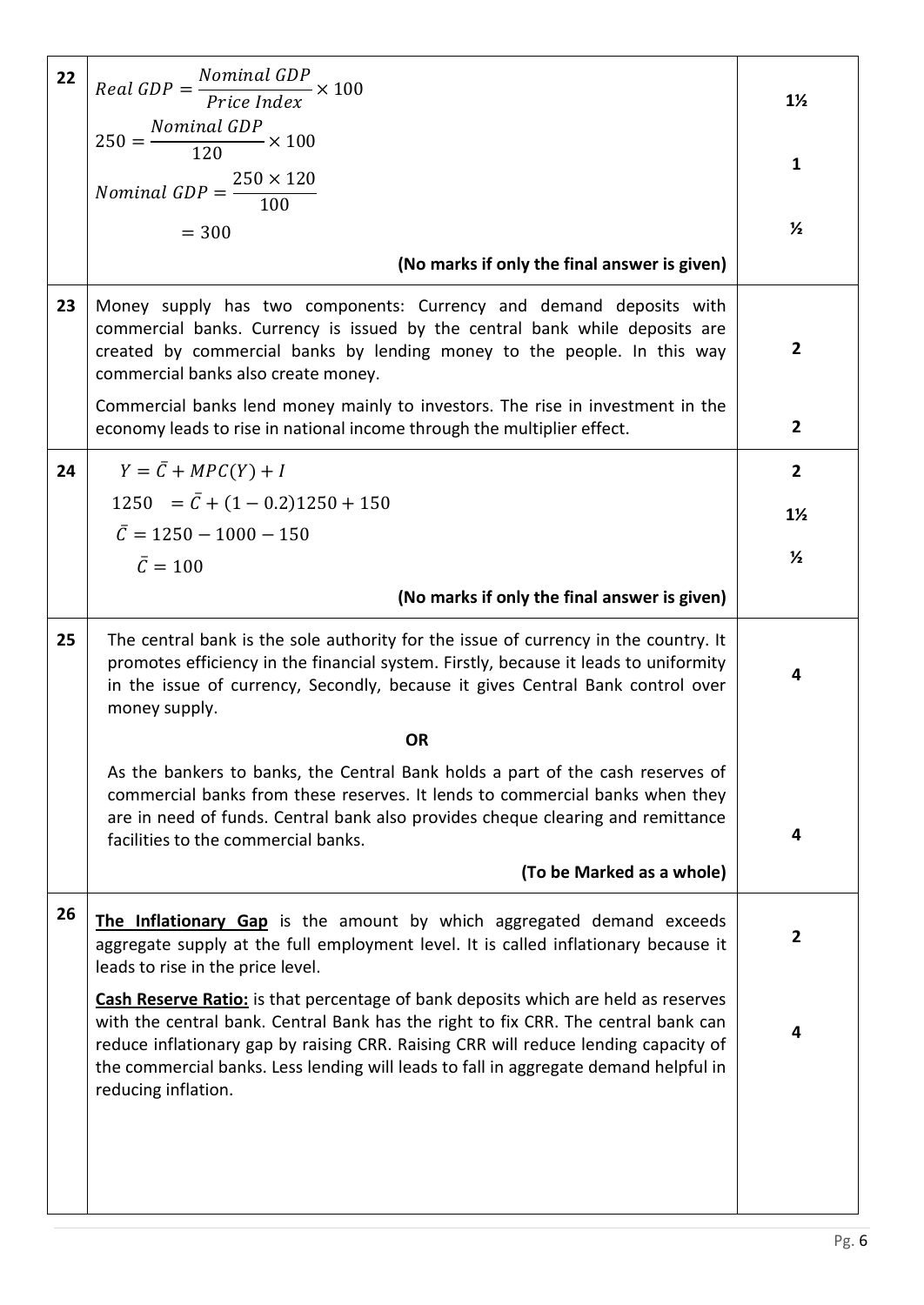| | | |
|---|---|---|
| 22 | $Real\ GDP = \frac{Nominal\ GDP}{Price\ Index} \times 100$<br>$250 = \frac{Nominal\ GDP}{120} \times 100$<br>$Nominal\ GDP = \frac{250 \times 120}{100}$<br>$= 300$<br>**(No marks if only the final answer is given)** | 1½<br><br>1<br><br>½ |
| 23 | Money supply has two components: Currency and demand deposits with commercial banks. Currency is issued by the central bank while deposits are created by commercial banks by lending money to the people. In this way commercial banks also create money.<br><br>Commercial banks lend money mainly to investors. The rise in investment in the economy leads to rise in national income through the multiplier effect. | 2<br><br>2 |
| 24 | $Y = \bar{C} + MPC(Y) + I$<br>$1250 = \bar{C} + (1 - 0.2)1250 + 150$<br>$\bar{C} = 1250 - 1000 - 150$<br>$\bar{C} = 100$<br>**(No marks if only the final answer is given)** | 2<br>1½<br><br>½ |
| 25 | The central bank is the sole authority for the issue of currency in the country. It promotes efficiency in the financial system. Firstly, because it leads to uniformity in the issue of currency, Secondly, because it gives Central Bank control over money supply.<br><br>**OR**<br><br>As the bankers to banks, the Central Bank holds a part of the cash reserves of commercial banks from these reserves. It lends to commercial banks when they are in need of funds. Central bank also provides cheque clearing and remittance facilities to the commercial banks.<br><br>**(To be Marked as a whole)** | 4<br><br><br><br>4 |
| 26 | **The Inflationary Gap** is the amount by which aggregated demand exceeds aggregate supply at the full employment level. It is called inflationary because it leads to rise in the price level.<br><br>**Cash Reserve Ratio:** is that percentage of bank deposits which are held as reserves with the central bank. Central Bank has the right to fix CRR. The central bank can reduce inflationary gap by raising CRR. Raising CRR will reduce lending capacity of the commercial banks. Less lending will leads to fall in aggregate demand helpful in reducing inflation. | 2<br><br>4 |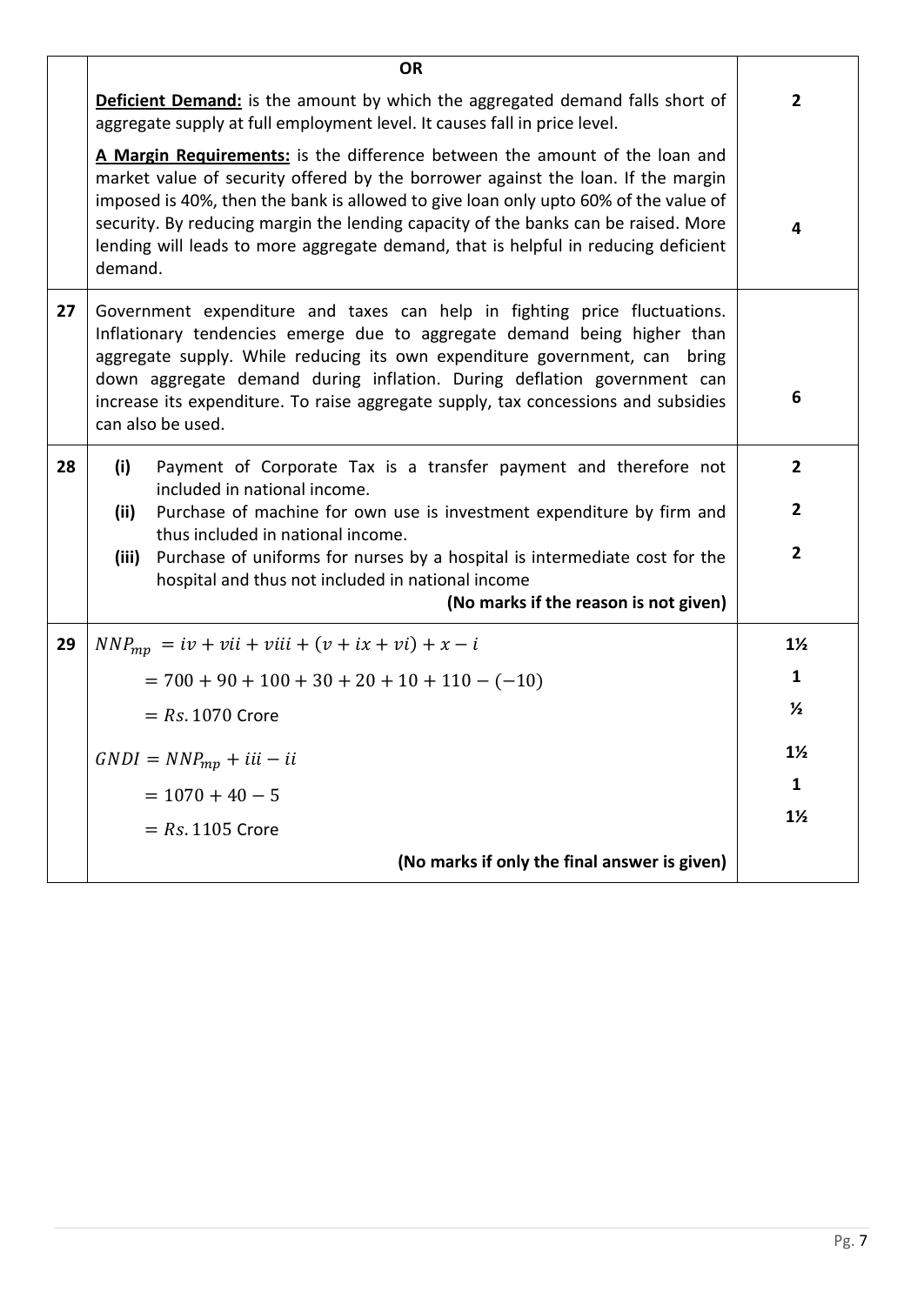| | | |
|---|---|---|
| | **OR** | |
| | **Deficient Demand:** is the amount by which the aggregated demand falls short of aggregate supply at full employment level. It causes fall in price level. | **2** |
| | **A Margin Requirements:** is the difference between the amount of the loan and market value of security offered by the borrower against the loan. If the margin imposed is 40%, then the bank is allowed to give loan only upto 60% of the value of security. By reducing margin the lending capacity of the banks can be raised. More lending will leads to more aggregate demand, that is helpful in reducing deficient demand. | **4** |
| **27** | Government expenditure and taxes can help in fighting price fluctuations. Inflationary tendencies emerge due to aggregate demand being higher than aggregate supply. While reducing its own expenditure government, can bring down aggregate demand during inflation. During deflation government can increase its expenditure. To raise aggregate supply, tax concessions and subsidies can also be used. | **6** |
| **28** | **(i)** Payment of Corporate Tax is a transfer payment and therefore not included in national income. | **2** |
| | **(ii)** Purchase of machine for own use is investment expenditure by firm and thus included in national income. | **2** |
| | **(iii)** Purchase of uniforms for nurses by a hospital is intermediate cost for the hospital and thus not included in national income<br>**(No marks if the reason is not given)** | **2** |
| **29** | $NNP_{mp} = iv + vii + viii + (v + ix + vi) + x - i$ | **1½** |
| | $= 700 + 90 + 100 + 30 + 20 + 10 + 110 - (-10)$ | **1** |
| | $= Rs. 1070$ Crore | **½** |
| | $GNDI = NNP_{mp} + iii - ii$ | **1½** |
| | $= 1070 + 40 - 5$ | **1** |
| | $= Rs. 1105$ Crore | **1½** |
| | **(No marks if only the final answer is given)** | |